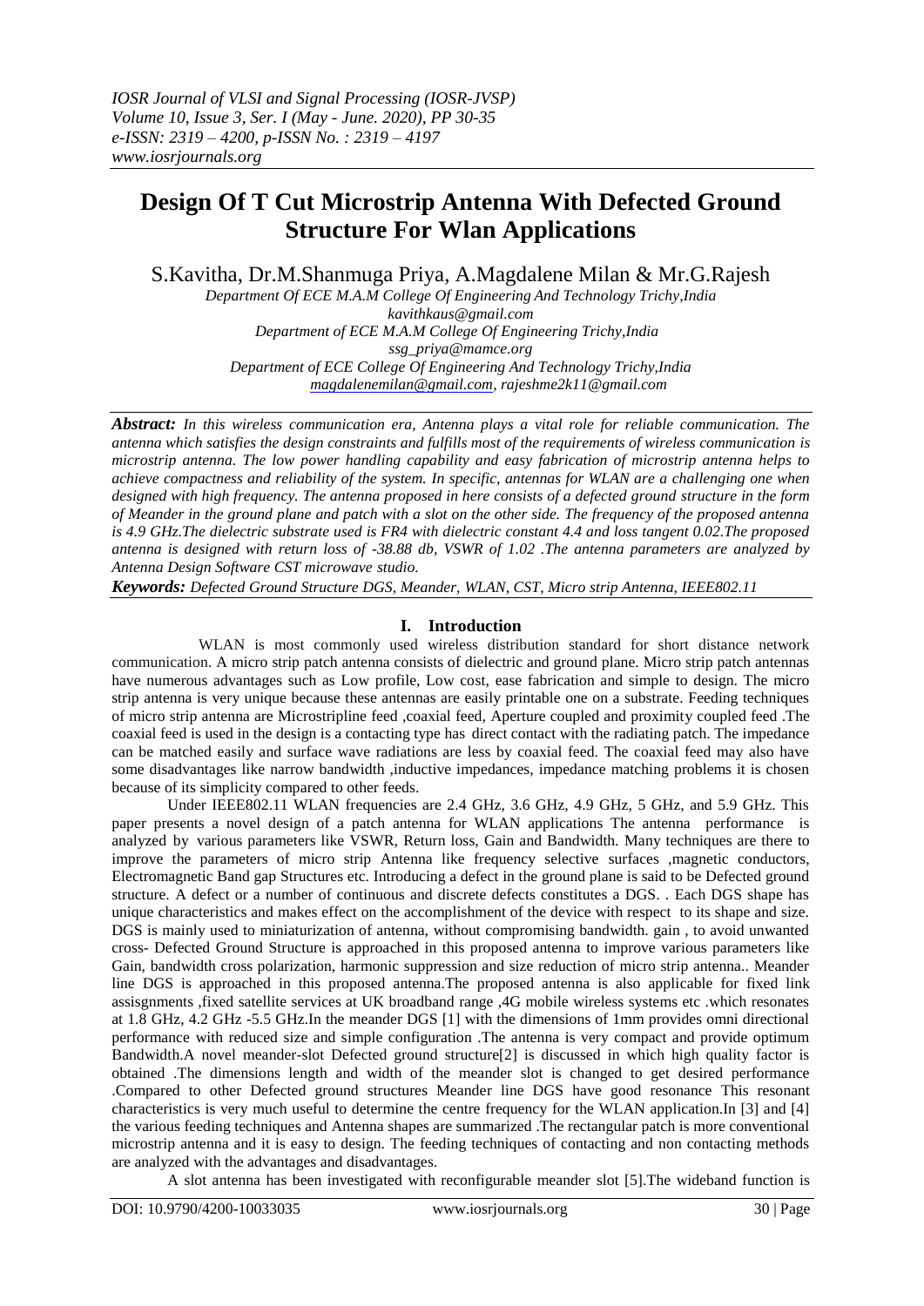# Design Of T Cut Microstrip Antenna With Defected Ground Structure For Wlan Applications

S.Kavitha, Dr.M.Shanmuga Priya, A.Magdalene Milan & Mr.G.Rajesh

*Department Of ECE M.A.M College Of Engineering And Technology Trichy,India*
*kavithkaus@gmail.com*
*Department of ECE M.A.M College Of Engineering Trichy,India*
*ssg_priya@mamce.org*
*Department of ECE College Of Engineering And Technology Trichy,India*
*magdalenemilan@gmail.com, rajeshme2k11@gmail.com*

***Abstract:*** *In this wireless communication era, Antenna plays a vital role for reliable communication. The antenna which satisfies the design constraints and fulfills most of the requirements of wireless communication is microstrip antenna. The low power handling capability and easy fabrication of microstrip antenna helps to achieve compactness and reliability of the system. In specific, antennas for WLAN are a challenging one when designed with high frequency. The antenna proposed in here consists of a defected ground structure in the form of Meander in the ground plane and patch with a slot on the other side. The frequency of the proposed antenna is 4.9 GHz.The dielectric substrate used is FR4 with dielectric constant 4.4 and loss tangent 0.02.The proposed antenna is designed with return loss of -38.88 db, VSWR of 1.02 .The antenna parameters are analyzed by Antenna Design Software CST microwave studio.*

***Keywords:*** *Defected Ground Structure DGS, Meander, WLAN, CST, Micro strip Antenna, IEEE802.11*

## I. Introduction

WLAN is most commonly used wireless distribution standard for short distance network communication. A micro strip patch antenna consists of dielectric and ground plane. Micro strip patch antennas have numerous advantages such as Low profile, Low cost, ease fabrication and simple to design. The micro strip antenna is very unique because these antennas are easily printable one on a substrate. Feeding techniques of micro strip antenna are Microstripline feed ,coaxial feed, Aperture coupled and proximity coupled feed .The coaxial feed is used in the design is a contacting type has direct contact with the radiating patch. The impedance can be matched easily and surface wave radiations are less by coaxial feed. The coaxial feed may also have some disadvantages like narrow bandwidth ,inductive impedances, impedance matching problems it is chosen because of its simplicity compared to other feeds.

Under IEEE802.11 WLAN frequencies are 2.4 GHz, 3.6 GHz, 4.9 GHz, 5 GHz, and 5.9 GHz. This paper presents a novel design of a patch antenna for WLAN applications The antenna performance is analyzed by various parameters like VSWR, Return loss, Gain and Bandwidth. Many techniques are there to improve the parameters of micro strip Antenna like frequency selective surfaces ,magnetic conductors, Electromagnetic Band gap Structures etc. Introducing a defect in the ground plane is said to be Defected ground structure. A defect or a number of continuous and discrete defects constitutes a DGS. . Each DGS shape has unique characteristics and makes effect on the accomplishment of the device with respect to its shape and size. DGS is mainly used to miniaturization of antenna, without compromising bandwidth. gain , to avoid unwanted cross- Defected Ground Structure is approached in this proposed antenna to improve various parameters like Gain, bandwidth cross polarization, harmonic suppression and size reduction of micro strip antenna.. Meander line DGS is approached in this proposed antenna.The proposed antenna is also applicable for fixed link assisgnments ,fixed satellite services at UK broadband range ,4G mobile wireless systems etc .which resonates at 1.8 GHz, 4.2 GHz -5.5 GHz.In the meander DGS [1] with the dimensions of 1mm provides omni directional performance with reduced size and simple configuration .The antenna is very compact and provide optimum Bandwidth.A novel meander-slot Defected ground structure[2] is discussed in which high quality factor is obtained .The dimensions length and width of the meander slot is changed to get desired performance .Compared to other Defected ground structures Meander line DGS have good resonance This resonant characteristics is very much useful to determine the centre frequency for the WLAN application.In [3] and [4] the various feeding techniques and Antenna shapes are summarized .The rectangular patch is more conventional microstrip antenna and it is easy to design. The feeding techniques of contacting and non contacting methods are analyzed with the advantages and disadvantages.

A slot antenna has been investigated with reconfigurable meander slot [5].The wideband function is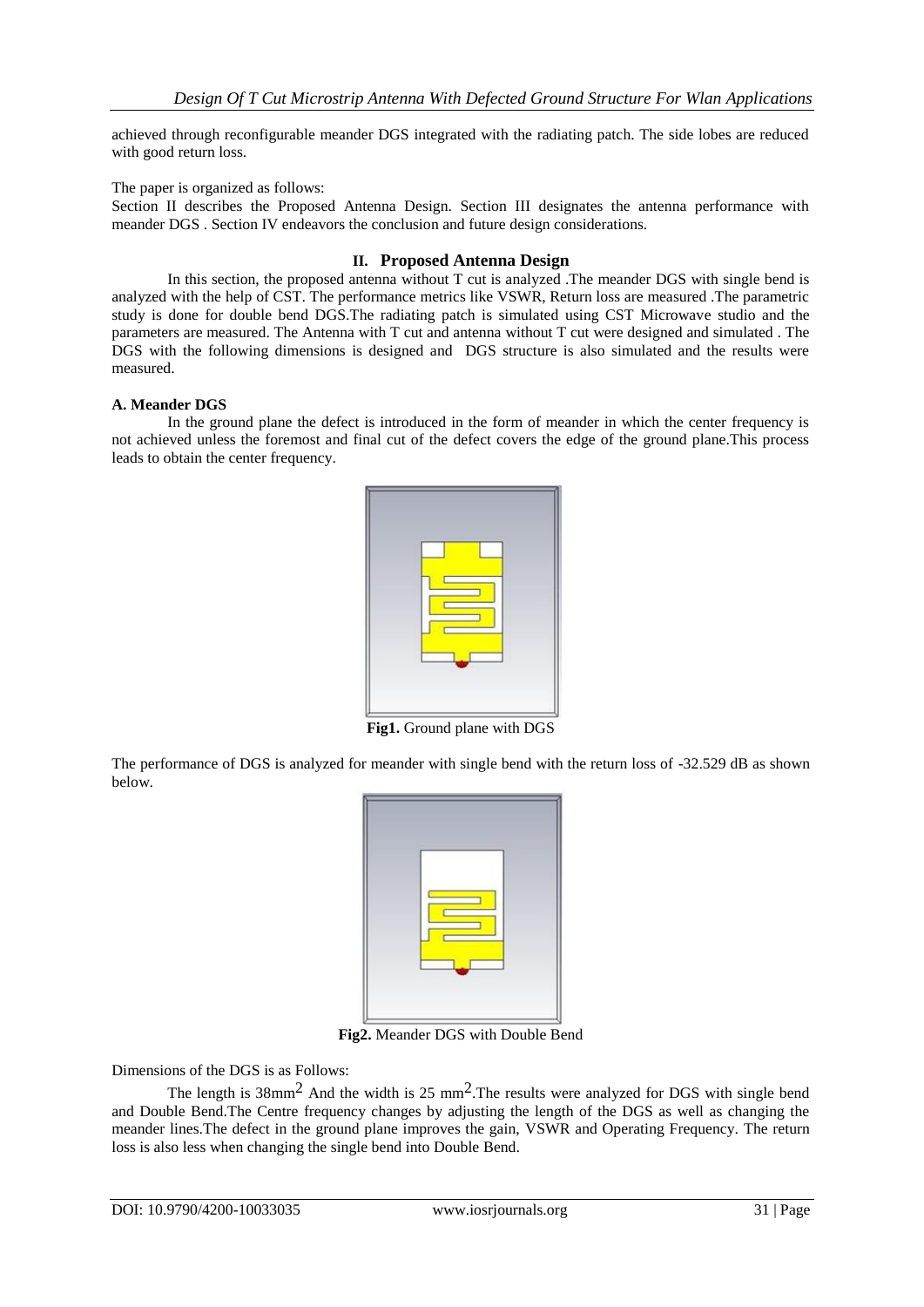achieved through reconfigurable meander DGS integrated with the radiating patch. The side lobes are reduced with good return loss.

The paper is organized as follows:
Section II describes the Proposed Antenna Design. Section III designates the antenna performance with meander DGS . Section IV endeavors the conclusion and future design considerations.

## II. Proposed Antenna Design

In this section, the proposed antenna without T cut is analyzed .The meander DGS with single bend is analyzed with the help of CST. The performance metrics like VSWR, Return loss are measured .The parametric study is done for double bend DGS.The radiating patch is simulated using CST Microwave studio and the parameters are measured. The Antenna with T cut and antenna without T cut were designed and simulated . The DGS with the following dimensions is designed and DGS structure is also simulated and the results were measured.

### A. Meander DGS

In the ground plane the defect is introduced in the form of meander in which the center frequency is not achieved unless the foremost and final cut of the defect covers the edge of the ground plane.This process leads to obtain the center frequency.

**Fig1.** Ground plane with DGS

The performance of DGS is analyzed for meander with single bend with the return loss of -32.529 dB as shown below.

**Fig2.** Meander DGS with Double Bend

Dimensions of the DGS is as Follows:

The length is 38mm$^2$ And the width is 25 mm$^2$.The results were analyzed for DGS with single bend and Double Bend.The Centre frequency changes by adjusting the length of the DGS as well as changing the meander lines.The defect in the ground plane improves the gain, VSWR and Operating Frequency. The return loss is also less when changing the single bend into Double Bend.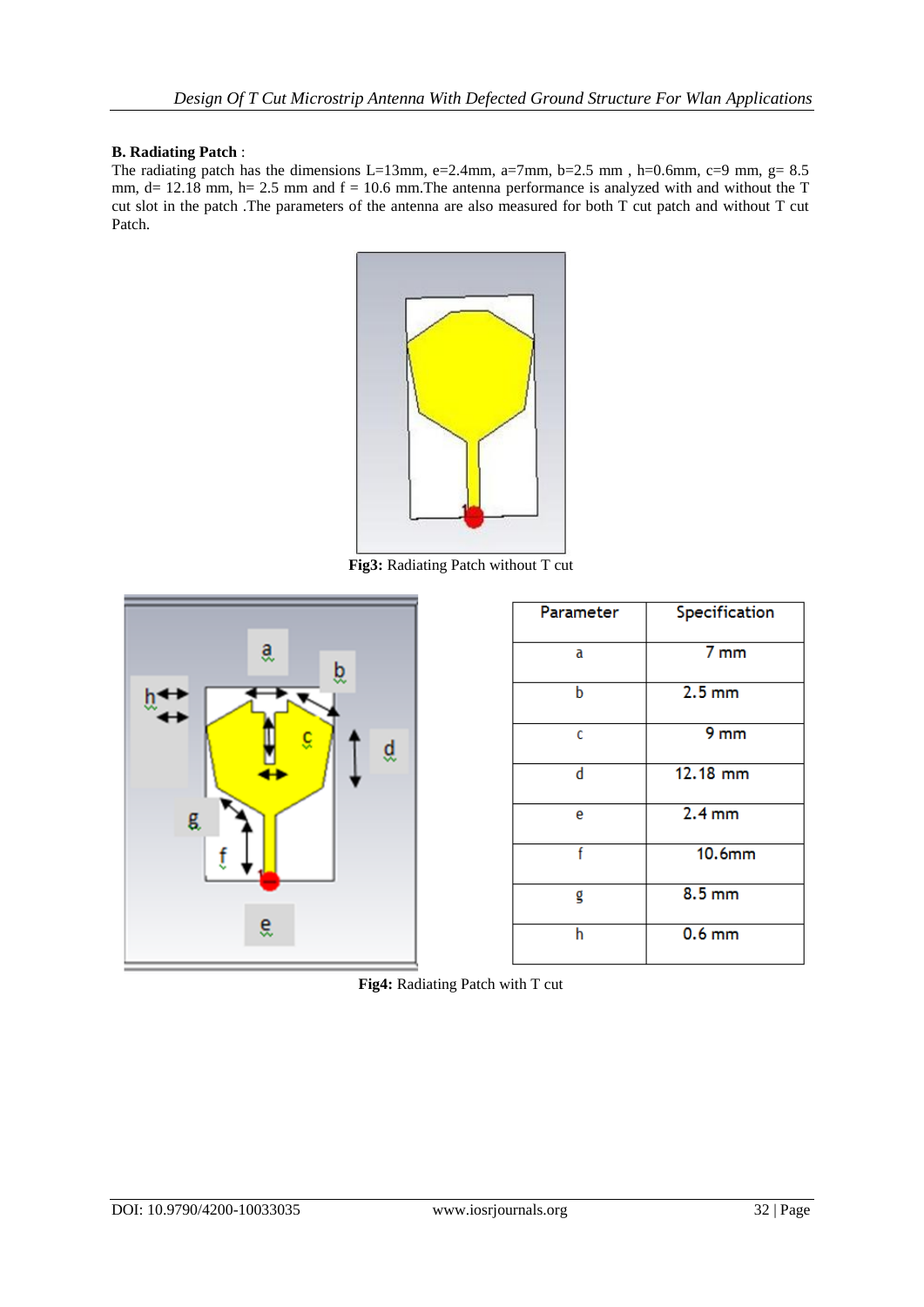**B. Radiating Patch** :

The radiating patch has the dimensions L=13mm, e=2.4mm, a=7mm, b=2.5 mm , h=0.6mm, c=9 mm, g= 8.5 mm, d= 12.18 mm, h= 2.5 mm and f = 10.6 mm.The antenna performance is analyzed with and without the T cut slot in the patch .The parameters of the antenna are also measured for both T cut patch and without T cut Patch.

**Fig3:** Radiating Patch without T cut

| Parameter | Specification |
|---|---|
| a | 7 mm |
| b | 2.5 mm |
| c | 9 mm |
| d | 12.18 mm |
| e | 2.4 mm |
| f | 10.6mm |
| g | 8.5 mm |
| h | 0.6 mm |

**Fig4:** Radiating Patch with T cut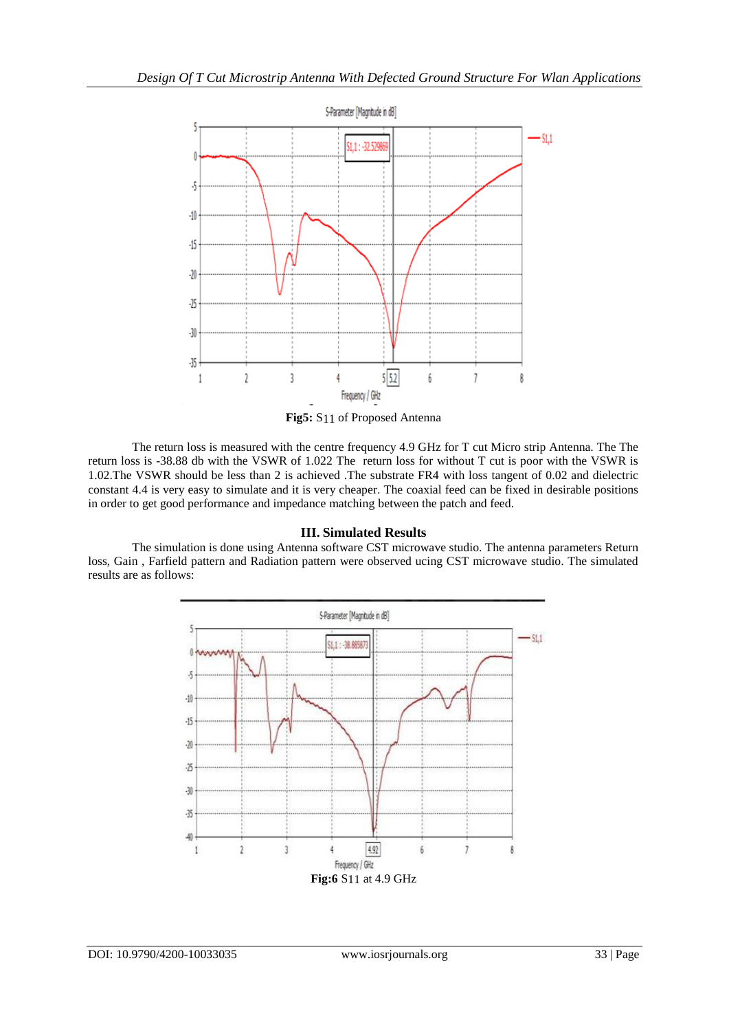**Fig5:** $S_{11}$ of Proposed Antenna

The return loss is measured with the centre frequency 4.9 GHz for T cut Micro strip Antenna. The The return loss is -38.88 db with the VSWR of 1.022 The return loss for without T cut is poor with the VSWR is 1.02.The VSWR should be less than 2 is achieved .The substrate FR4 with loss tangent of 0.02 and dielectric constant 4.4 is very easy to simulate and it is very cheaper. The coaxial feed can be fixed in desirable positions in order to get good performance and impedance matching between the patch and feed.

## III. Simulated Results

The simulation is done using Antenna software CST microwave studio. The antenna parameters Return loss, Gain , Farfield pattern and Radiation pattern were observed ucing CST microwave studio. The simulated results are as follows:

**Fig:6** $S_{11}$ at 4.9 GHz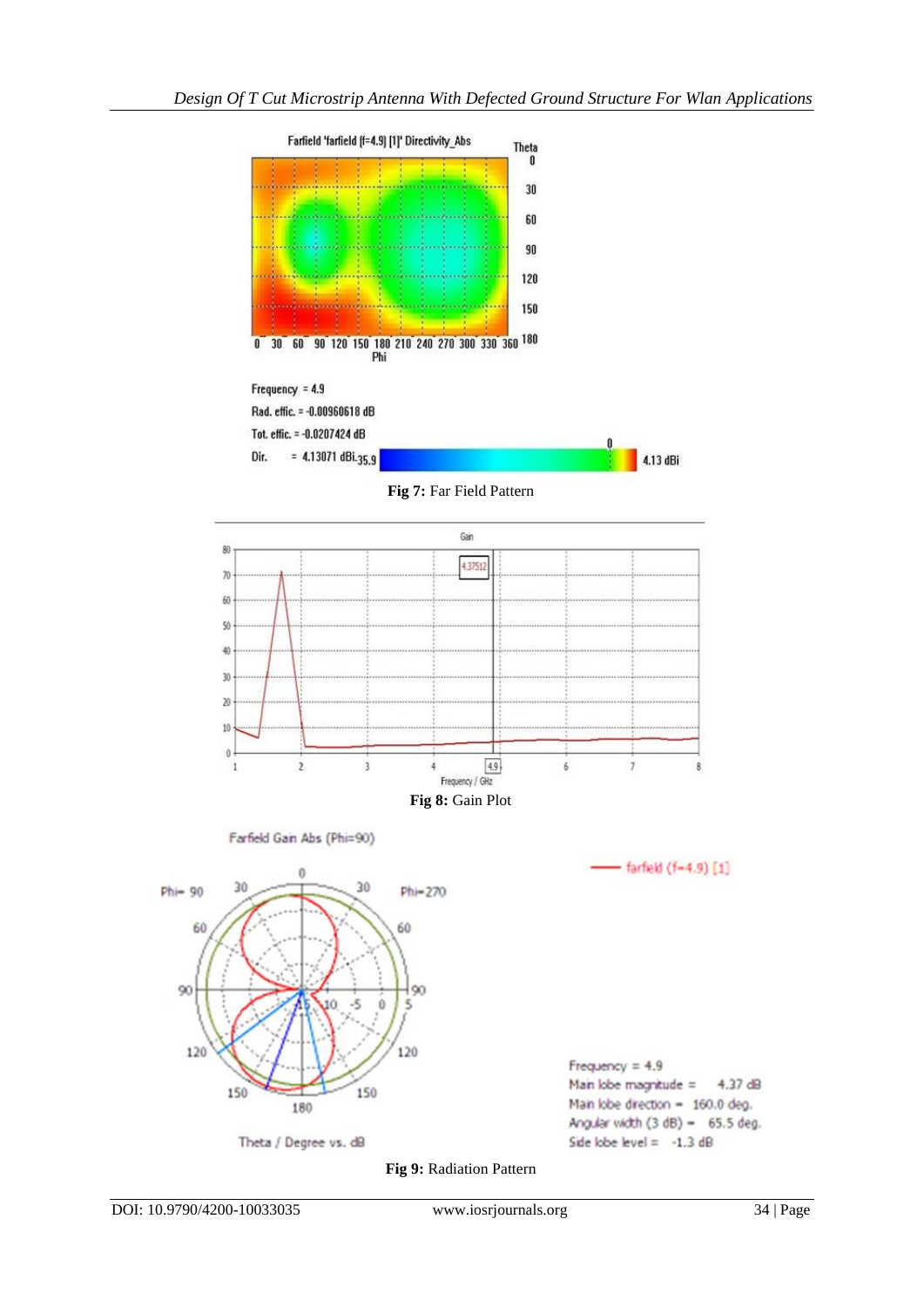Fig 7: Far Field Pattern

Fig 8: Gain Plot

Fig 9: Radiation Pattern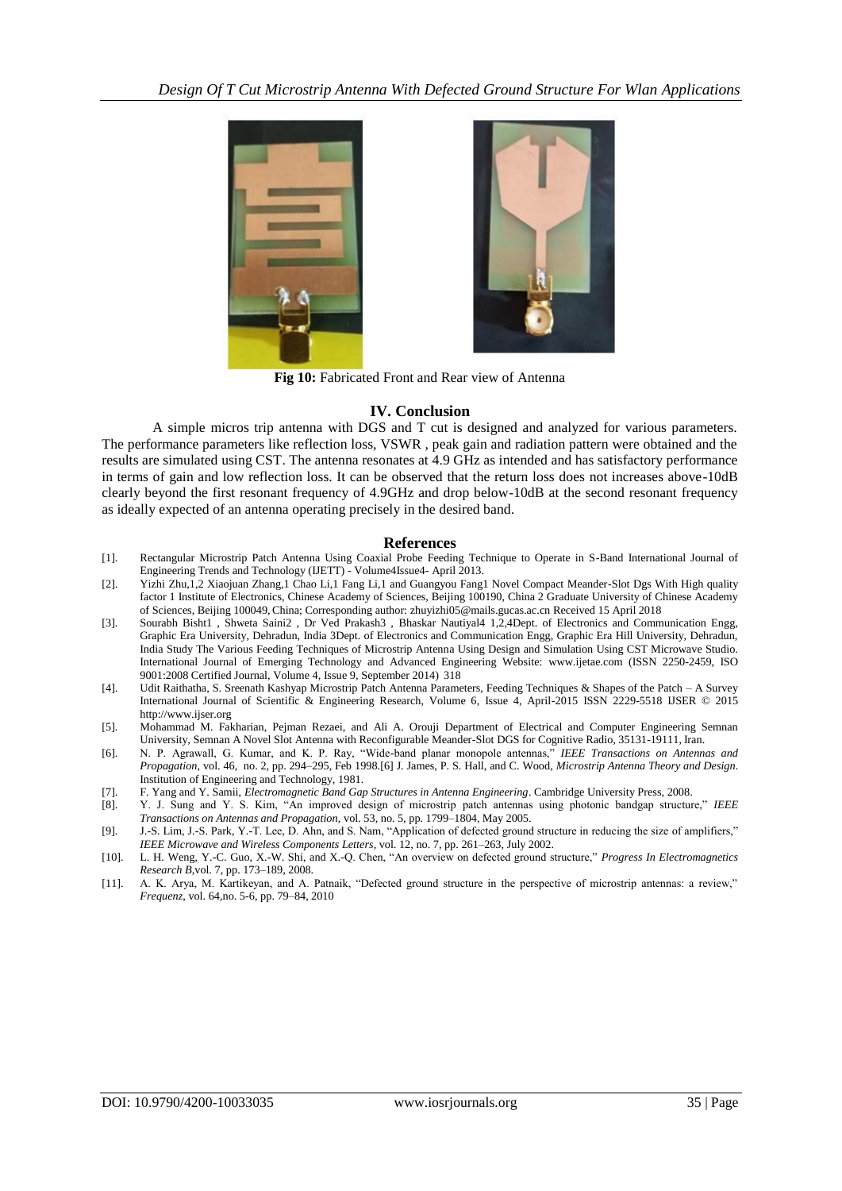**Fig 10:** Fabricated Front and Rear view of Antenna

## IV. Conclusion

A simple micros trip antenna with DGS and T cut is designed and analyzed for various parameters. The performance parameters like reflection loss, VSWR , peak gain and radiation pattern were obtained and the results are simulated using CST. The antenna resonates at 4.9 GHz as intended and has satisfactory performance in terms of gain and low reflection loss. It can be observed that the return loss does not increases above-10dB clearly beyond the first resonant frequency of 4.9GHz and drop below-10dB at the second resonant frequency as ideally expected of an antenna operating precisely in the desired band.

## References

[1]. Rectangular Microstrip Patch Antenna Using Coaxial Probe Feeding Technique to Operate in S-Band International Journal of Engineering Trends and Technology (IJETT) - Volume4Issue4- April 2013.

[2]. Yizhi Zhu,1,2 Xiaojuan Zhang,1 Chao Li,1 Fang Li,1 and Guangyou Fang1 Novel Compact Meander-Slot Dgs With High quality factor 1 Institute of Electronics, Chinese Academy of Sciences, Beijing 100190, China 2 Graduate University of Chinese Academy of Sciences, Beijing 100049, China; Corresponding author: zhuyizhi05@mails.gucas.ac.cn Received 15 April 2018

[3]. Sourabh Bisht1 , Shweta Saini2 , Dr Ved Prakash3 , Bhaskar Nautiyal4 1,2,4Dept. of Electronics and Communication Engg, Graphic Era University, Dehradun, India 3Dept. of Electronics and Communication Engg, Graphic Era Hill University, Dehradun, India Study The Various Feeding Techniques of Microstrip Antenna Using Design and Simulation Using CST Microwave Studio. International Journal of Emerging Technology and Advanced Engineering Website: www.ijetae.com (ISSN 2250-2459, ISO 9001:2008 Certified Journal, Volume 4, Issue 9, September 2014) 318

[4]. Udit Raithatha, S. Sreenath Kashyap Microstrip Patch Antenna Parameters, Feeding Techniques & Shapes of the Patch – A Survey International Journal of Scientific & Engineering Research, Volume 6, Issue 4, April-2015 ISSN 2229-5518 IJSER © 2015 http://www.ijser.org

[5]. Mohammad M. Fakharian, Pejman Rezaei, and Ali A. Orouji Department of Electrical and Computer Engineering Semnan University, Semnan A Novel Slot Antenna with Reconfigurable Meander-Slot DGS for Cognitive Radio, 35131-19111, Iran.

[6]. N. P. Agrawall, G. Kumar, and K. P. Ray, "Wide-band planar monopole antennas," *IEEE Transactions on Antennas and Propagation*, vol. 46, no. 2, pp. 294–295, Feb 1998.[6] J. James, P. S. Hall, and C. Wood, *Microstrip Antenna Theory and Design*. Institution of Engineering and Technology, 1981.

[7]. F. Yang and Y. Samii, *Electromagnetic Band Gap Structures in Antenna Engineering*. Cambridge University Press, 2008.

[8]. Y. J. Sung and Y. S. Kim, "An improved design of microstrip patch antennas using photonic bandgap structure," *IEEE Transactions on Antennas and Propagation*, vol. 53, no. 5, pp. 1799–1804, May 2005.

[9]. J.-S. Lim, J.-S. Park, Y.-T. Lee, D. Ahn, and S. Nam, "Application of defected ground structure in reducing the size of amplifiers," *IEEE Microwave and Wireless Components Letters*, vol. 12, no. 7, pp. 261–263, July 2002.

[10]. L. H. Weng, Y.-C. Guo, X.-W. Shi, and X.-Q. Chen, "An overview on defected ground structure," *Progress In Electromagnetics Research B*,vol. 7, pp. 173–189, 2008.

[11]. A. K. Arya, M. Kartikeyan, and A. Patnaik, "Defected ground structure in the perspective of microstrip antennas: a review," *Frequenz*, vol. 64,no. 5-6, pp. 79–84, 2010